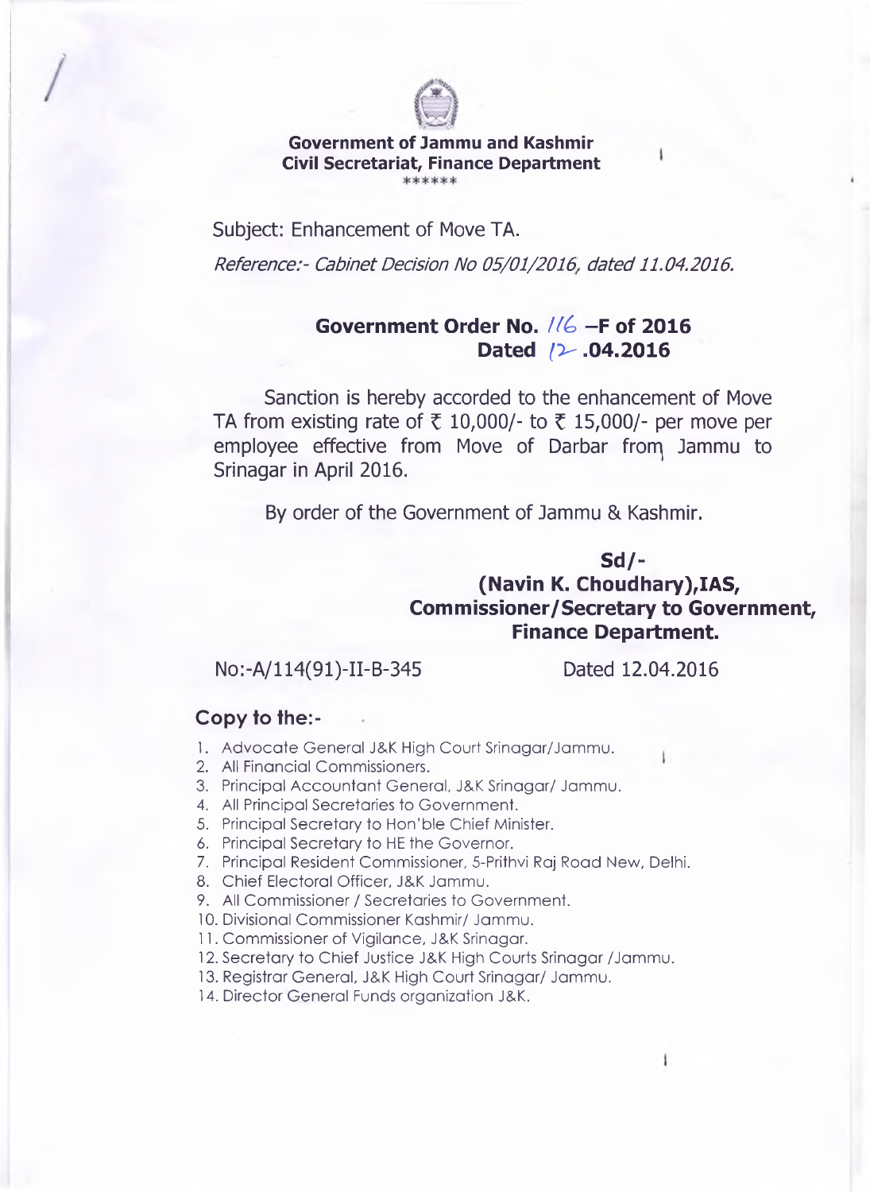**Government of Jammu and Kashmir**
**Civil Secretariat, Finance Department**

\*\*\*\*\*\*

Subject: Enhancement of Move TA.

*Reference:- Cabinet Decision No 05/01/2016, dated 11.04.2016.*

## Government Order No. 116 –F of 2016
## Dated 12.04.2016

Sanction is hereby accorded to the enhancement of Move TA from existing rate of ₹ 10,000/- to ₹ 15,000/- per move per employee effective from Move of Darbar from Jammu to Srinagar in April 2016.

By order of the Government of Jammu & Kashmir.

**Sd/-**
**(Navin K. Choudhary),IAS,**
**Commissioner/Secretary to Government,**
**Finance Department.**

No:-A/114(91)-II-B-345 Dated 12.04.2016

**Copy to the:-**

1. Advocate General J&K High Court Srinagar/Jammu.
2. All Financial Commissioners.
3. Principal Accountant General, J&K Srinagar/ Jammu.
4. All Principal Secretaries to Government.
5. Principal Secretary to Hon'ble Chief Minister.
6. Principal Secretary to HE the Governor.
7. Principal Resident Commissioner, 5-Prithvi Raj Road New, Delhi.
8. Chief Electoral Officer, J&K Jammu.
9. All Commissioner / Secretaries to Government.
10. Divisional Commissioner Kashmir/ Jammu.
11. Commissioner of Vigilance, J&K Srinagar.
12. Secretary to Chief Justice J&K High Courts Srinagar /Jammu.
13. Registrar General, J&K High Court Srinagar/ Jammu.
14. Director General Funds organization J&K.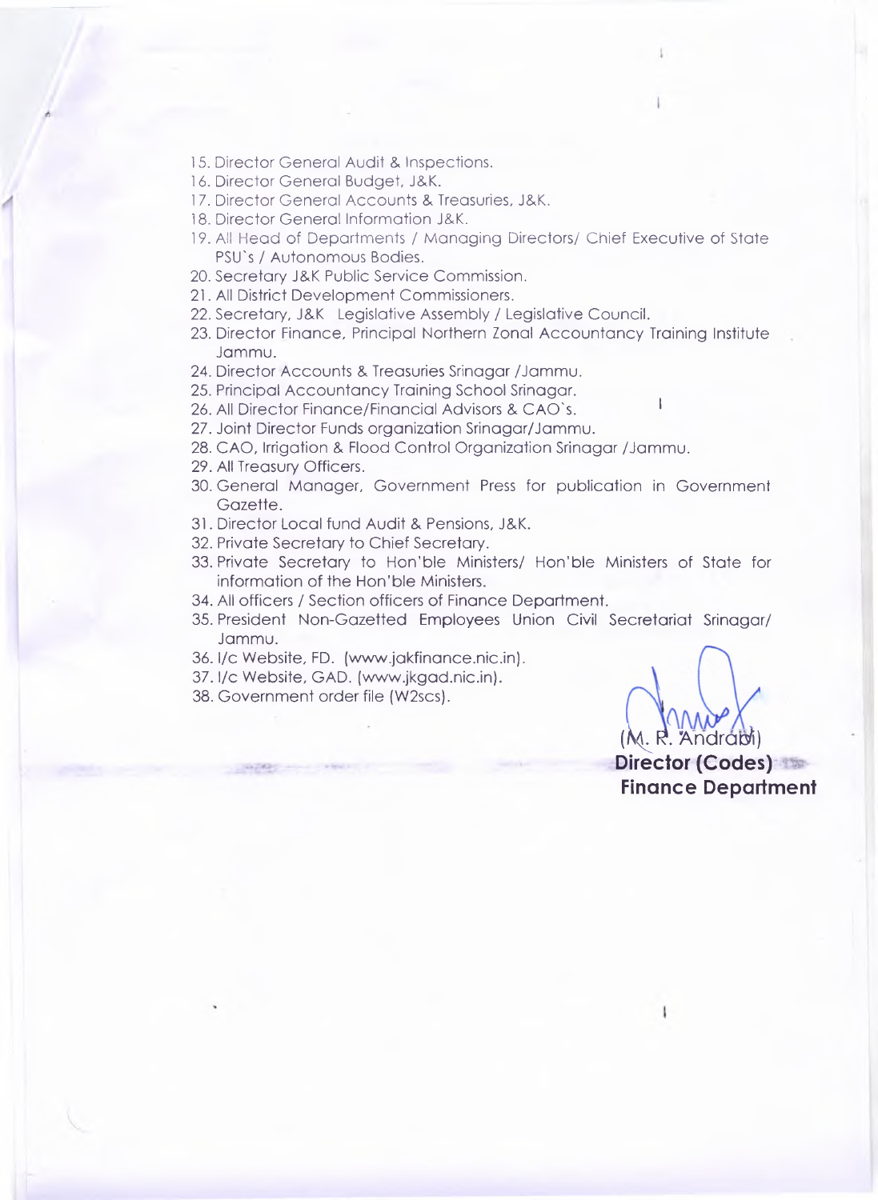15. Director General Audit & Inspections.
16. Director General Budget, J&K.
17. Director General Accounts & Treasuries, J&K.
18. Director General Information J&K.
19. All Head of Departments / Managing Directors/ Chief Executive of State PSU`s / Autonomous Bodies.
20. Secretary J&K Public Service Commission.
21. All District Development Commissioners.
22. Secretary, J&K Legislative Assembly / Legislative Council.
23. Director Finance, Principal Northern Zonal Accountancy Training Institute Jammu.
24. Director Accounts & Treasuries Srinagar /Jammu.
25. Principal Accountancy Training School Srinagar.
26. All Director Finance/Financial Advisors & CAO`s.
27. Joint Director Funds organization Srinagar/Jammu.
28. CAO, Irrigation & Flood Control Organization Srinagar /Jammu.
29. All Treasury Officers.
30. General Manager, Government Press for publication in Government Gazette.
31. Director Local fund Audit & Pensions, J&K.
32. Private Secretary to Chief Secretary.
33. Private Secretary to Hon'ble Ministers/ Hon'ble Ministers of State for information of the Hon'ble Ministers.
34. All officers / Section officers of Finance Department.
35. President Non-Gazetted Employees Union Civil Secretariat Srinagar/ Jammu.
36. I/c Website, FD. (www.jakfinance.nic.in).
37. I/c Website, GAD. (www.jkgad.nic.in).
38. Government order file (W2scs).

(M. R. Andrabi)
**Director (Codes)**
**Finance Department**